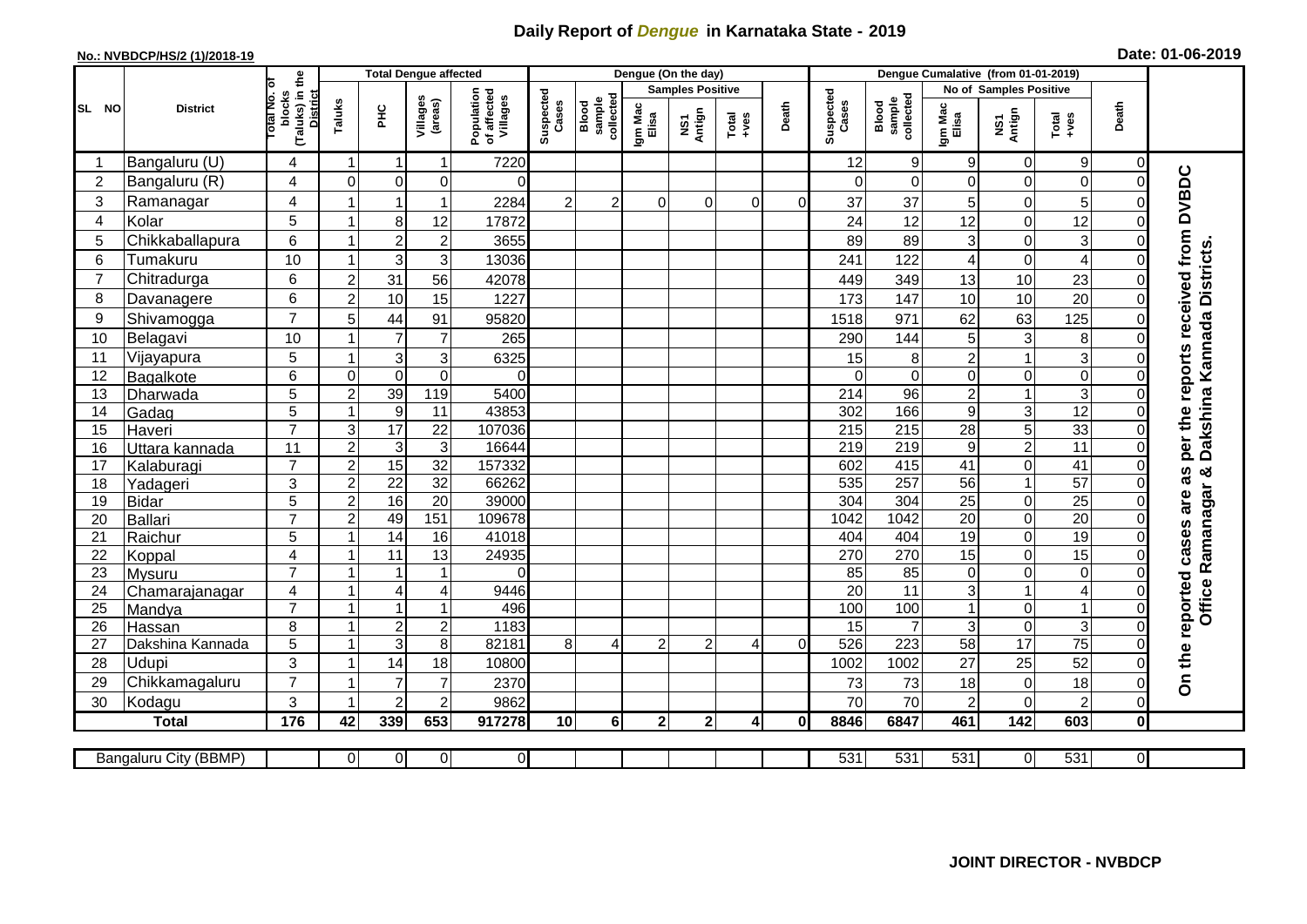# Daily Report of *Dengue* in Karnataka State - 2019

**No.: NVBDCP/HS/2 (1)/2018-19**

**Date: 01-06-2019**

| SL NO | District | Total No. of blocks (Taluks) in the District | Total Dengue affected | | | | Dengue (On the day) | | | | | | | Dengue Cumalative (from 01-01-2019) | | | | | | | |
|---|---|---|---|---|---|---|---|---|---|---|---|---|---|---|---|---|---|---|---|---|
| | | | Taluks | PHC | Villages (areas) | Population of affected Villages | Suspected Cases | Blood sample collected | Samples Positive | | | Death | Suspected Cases | Blood sample collected | No of Samples Positive | | | Death | |
| | | | | | | | | | Igm Mac Elisa | NS1 Antign | Total +ves | | | | Igm Mac Elisa | NS1 Antign | Total +ves | | |
| 1 | Bangaluru (U) | 4 | 1 | 1 | 1 | 7220 | | | | | | | 12 | 9 | 9 | 0 | 9 | 0 | On the reported cases are as per the reports received from DVBDC Office Ramanagar & Dakshina Kannada Districts. |
| 2 | Bangaluru (R) | 4 | 0 | 0 | 0 | 0 | | | | | | | 0 | 0 | 0 | 0 | 0 | 0 | |
| 3 | Ramanagar | 4 | 1 | 1 | 1 | 2284 | 2 | 2 | 0 | 0 | 0 | 0 | 37 | 37 | 5 | 0 | 5 | 0 | |
| 4 | Kolar | 5 | 1 | 8 | 12 | 17872 | | | | | | | 24 | 12 | 12 | 0 | 12 | 0 | |
| 5 | Chikkaballapura | 6 | 1 | 2 | 2 | 3655 | | | | | | | 89 | 89 | 3 | 0 | 3 | 0 | |
| 6 | Tumakuru | 10 | 1 | 3 | 3 | 13036 | | | | | | | 241 | 122 | 4 | 0 | 4 | 0 | |
| 7 | Chitradurga | 6 | 2 | 31 | 56 | 42078 | | | | | | | 449 | 349 | 13 | 10 | 23 | 0 | |
| 8 | Davanagere | 6 | 2 | 10 | 15 | 1227 | | | | | | | 173 | 147 | 10 | 10 | 20 | 0 | |
| 9 | Shivamogga | 7 | 5 | 44 | 91 | 95820 | | | | | | | 1518 | 971 | 62 | 63 | 125 | 0 | |
| 10 | Belagavi | 10 | 1 | 7 | 7 | 265 | | | | | | | 290 | 144 | 5 | 3 | 8 | 0 | |
| 11 | Vijayapura | 5 | 1 | 3 | 3 | 6325 | | | | | | | 15 | 8 | 2 | 1 | 3 | 0 | |
| 12 | Bagalkote | 6 | 0 | 0 | 0 | 0 | | | | | | | 0 | 0 | 0 | 0 | 0 | 0 | |
| 13 | Dharwada | 5 | 2 | 39 | 119 | 5400 | | | | | | | 214 | 96 | 2 | 1 | 3 | 0 | |
| 14 | Gadag | 5 | 1 | 9 | 11 | 43853 | | | | | | | 302 | 166 | 9 | 3 | 12 | 0 | |
| 15 | Haveri | 7 | 3 | 17 | 22 | 107036 | | | | | | | 215 | 215 | 28 | 5 | 33 | 0 | |
| 16 | Uttara kannada | 11 | 2 | 3 | 3 | 16644 | | | | | | | 219 | 219 | 9 | 2 | 11 | 0 | |
| 17 | Kalaburagi | 7 | 2 | 15 | 32 | 157332 | | | | | | | 602 | 415 | 41 | 0 | 41 | 0 | |
| 18 | Yadageri | 3 | 2 | 22 | 32 | 66262 | | | | | | | 535 | 257 | 56 | 1 | 57 | 0 | |
| 19 | Bidar | 5 | 2 | 16 | 20 | 39000 | | | | | | | 304 | 304 | 25 | 0 | 25 | 0 | |
| 20 | Ballari | 7 | 2 | 49 | 151 | 109678 | | | | | | | 1042 | 1042 | 20 | 0 | 20 | 0 | |
| 21 | Raichur | 5 | 1 | 14 | 16 | 41018 | | | | | | | 404 | 404 | 19 | 0 | 19 | 0 | |
| 22 | Koppal | 4 | 1 | 11 | 13 | 24935 | | | | | | | 270 | 270 | 15 | 0 | 15 | 0 | |
| 23 | Mysuru | 7 | 1 | 1 | 1 | 0 | | | | | | | 85 | 85 | 0 | 0 | 0 | 0 | |
| 24 | Chamarajanagar | 4 | 1 | 4 | 4 | 9446 | | | | | | | 20 | 11 | 3 | 1 | 4 | 0 | |
| 25 | Mandya | 7 | 1 | 1 | 1 | 496 | | | | | | | 100 | 100 | 1 | 0 | 1 | 0 | |
| 26 | Hassan | 8 | 1 | 2 | 2 | 1183 | | | | | | | 15 | 7 | 3 | 0 | 3 | 0 | |
| 27 | Dakshina Kannada | 5 | 1 | 3 | 8 | 82181 | 8 | 4 | 2 | 2 | 4 | 0 | 526 | 223 | 58 | 17 | 75 | 0 | |
| 28 | Udupi | 3 | 1 | 14 | 18 | 10800 | | | | | | | 1002 | 1002 | 27 | 25 | 52 | 0 | |
| 29 | Chikkamagaluru | 7 | 1 | 7 | 7 | 2370 | | | | | | | 73 | 73 | 18 | 0 | 18 | 0 | |
| 30 | Kodagu | 3 | 1 | 2 | 2 | 9862 | | | | | | | 70 | 70 | 2 | 0 | 2 | 0 | |
| | **Total** | **176** | **42** | **339** | **653** | **917278** | **10** | **6** | **2** | **2** | **4** | **0** | **8846** | **6847** | **461** | **142** | **603** | **0** | |

| Bangaluru City (BBMP) | | 0 | 0 | 0 | 0 | | | | | | | 531 | 531 | 531 | 0 | 531 | 0 |
|---|---|---|---|---|---|---|---|---|---|---|---|---|---|---|---|---|---|

**JOINT DIRECTOR - NVBDCP**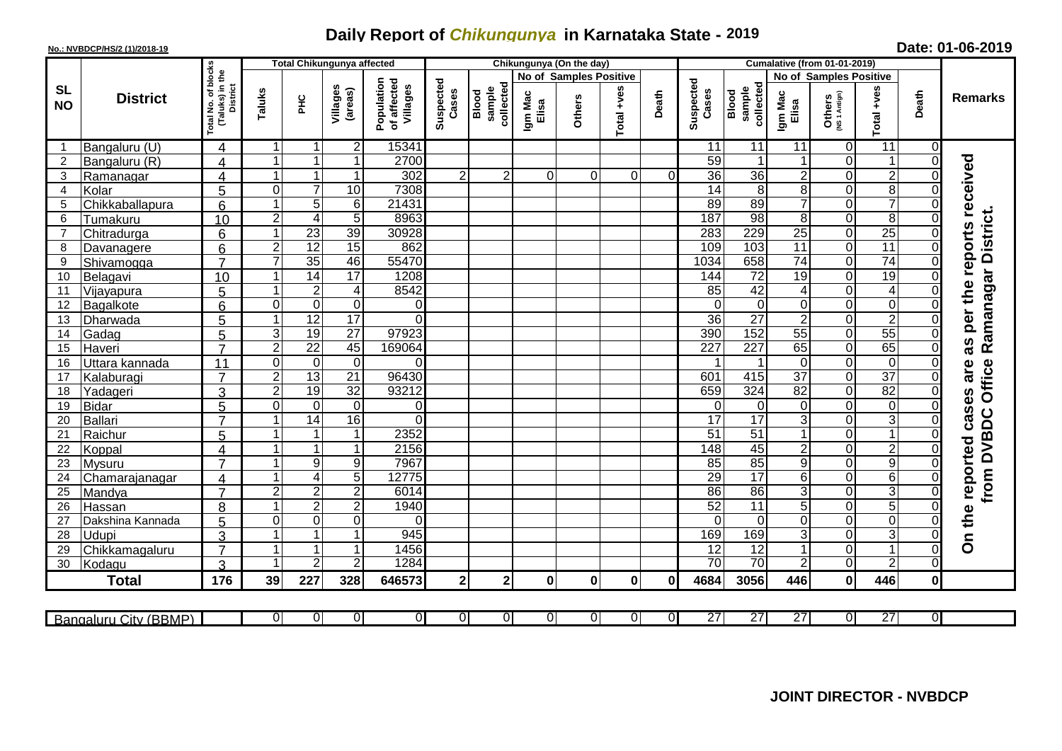# Daily Report of *Chikungunya* in Karnataka State - 2019

**No.: NVBDCP/HS/2 (1)/2018-19**

**Date: 01-06-2019**

| SL NO | District | Total No. of blocks (Taluks) in the District | Total Chikungunya affected | | | | Chikungunya (On the day) | | | | | | | Cumalative (from 01-01-2019) | | | | | | | Remarks |
|---|---|---|---|---|---|---|---|---|---|---|---|---|---|---|---|---|---|---|---|---|---|
| | | | Taluks | PHC | Villages (areas) | Population of affected Villages | Suspected Cases | Blood sample collected | No of Samples Positive | | | Death | Suspected Cases | Blood sample collected | No of Samples Positive | | | Death | |
| | | | | | | | | | Igm Mac Elisa | Others | Total +ves | | | | Igm Mac Elisa | Others (NS 1 Antign) | Total +ves | | |
| 1 | Bangaluru (U) | 4 | 1 | 1 | 2 | 15341 | | | | | | | 11 | 11 | 11 | 0 | 11 | 0 | On the reported cases are as per the reports received from DVBDC Office Ramanagar District. |
| 2 | Bangaluru (R) | 4 | 1 | 1 | 1 | 2700 | | | | | | | 59 | 1 | 1 | 0 | 1 | 0 | |
| 3 | Ramanagar | 4 | 1 | 1 | 1 | 302 | 2 | 2 | 0 | 0 | 0 | 0 | 36 | 36 | 2 | 0 | 2 | 0 | |
| 4 | Kolar | 5 | 0 | 7 | 10 | 7308 | | | | | | | 14 | 8 | 8 | 0 | 8 | 0 | |
| 5 | Chikkaballapura | 6 | 1 | 5 | 6 | 21431 | | | | | | | 89 | 89 | 7 | 0 | 7 | 0 | |
| 6 | Tumakuru | 10 | 2 | 4 | 5 | 8963 | | | | | | | 187 | 98 | 8 | 0 | 8 | 0 | |
| 7 | Chitradurga | 6 | 1 | 23 | 39 | 30928 | | | | | | | 283 | 229 | 25 | 0 | 25 | 0 | |
| 8 | Davanagere | 6 | 2 | 12 | 15 | 862 | | | | | | | 109 | 103 | 11 | 0 | 11 | 0 | |
| 9 | Shivamogga | 7 | 7 | 35 | 46 | 55470 | | | | | | | 1034 | 658 | 74 | 0 | 74 | 0 | |
| 10 | Belagavi | 10 | 1 | 14 | 17 | 1208 | | | | | | | 144 | 72 | 19 | 0 | 19 | 0 | |
| 11 | Vijayapura | 5 | 1 | 2 | 4 | 8542 | | | | | | | 85 | 42 | 4 | 0 | 4 | 0 | |
| 12 | Bagalkote | 6 | 0 | 0 | 0 | 0 | | | | | | | 0 | 0 | 0 | 0 | 0 | 0 | |
| 13 | Dharwada | 5 | 1 | 12 | 17 | 0 | | | | | | | 36 | 27 | 2 | 0 | 2 | 0 | |
| 14 | Gadag | 5 | 3 | 19 | 27 | 97923 | | | | | | | 390 | 152 | 55 | 0 | 55 | 0 | |
| 15 | Haveri | 7 | 2 | 22 | 45 | 169064 | | | | | | | 227 | 227 | 65 | 0 | 65 | 0 | |
| 16 | Uttara kannada | 11 | 0 | 0 | 0 | 0 | | | | | | | 1 | 1 | 0 | 0 | 0 | 0 | |
| 17 | Kalaburagi | 7 | 2 | 13 | 21 | 96430 | | | | | | | 601 | 415 | 37 | 0 | 37 | 0 | |
| 18 | Yadageri | 3 | 2 | 19 | 32 | 93212 | | | | | | | 659 | 324 | 82 | 0 | 82 | 0 | |
| 19 | Bidar | 5 | 0 | 0 | 0 | 0 | | | | | | | 0 | 0 | 0 | 0 | 0 | 0 | |
| 20 | Ballari | 7 | 1 | 14 | 16 | 0 | | | | | | | 17 | 17 | 3 | 0 | 3 | 0 | |
| 21 | Raichur | 5 | 1 | 1 | 1 | 2352 | | | | | | | 51 | 51 | 1 | 0 | 1 | 0 | |
| 22 | Koppal | 4 | 1 | 1 | 1 | 2156 | | | | | | | 148 | 45 | 2 | 0 | 2 | 0 | |
| 23 | Mysuru | 7 | 1 | 9 | 9 | 7967 | | | | | | | 85 | 85 | 9 | 0 | 9 | 0 | |
| 24 | Chamarajanagar | 4 | 1 | 4 | 5 | 12775 | | | | | | | 29 | 17 | 6 | 0 | 6 | 0 | |
| 25 | Mandya | 7 | 2 | 2 | 2 | 6014 | | | | | | | 86 | 86 | 3 | 0 | 3 | 0 | |
| 26 | Hassan | 8 | 1 | 2 | 2 | 1940 | | | | | | | 52 | 11 | 5 | 0 | 5 | 0 | |
| 27 | Dakshina Kannada | 5 | 0 | 0 | 0 | 0 | | | | | | | 0 | 0 | 0 | 0 | 0 | 0 | |
| 28 | Udupi | 3 | 1 | 1 | 1 | 945 | | | | | | | 169 | 169 | 3 | 0 | 3 | 0 | |
| 29 | Chikkamagaluru | 7 | 1 | 1 | 1 | 1456 | | | | | | | 12 | 12 | 1 | 0 | 1 | 0 | |
| 30 | Kodagu | 3 | 1 | 2 | 2 | 1284 | | | | | | | 70 | 70 | 2 | 0 | 2 | 0 | |
| **Total** | | **176** | **39** | **227** | **328** | **646573** | **2** | **2** | **0** | **0** | **0** | **0** | **4684** | **3056** | **446** | **0** | **446** | **0** | |

| | | | | | | | | | | | | | | | | | | |
|---|---|---|---|---|---|---|---|---|---|---|---|---|---|---|---|---|---|---|
| Bangaluru City (BBMP) | | 0 | 0 | 0 | 0 | 0 | 0 | 0 | 0 | 0 | 0 | 27 | 27 | 27 | 0 | 27 | 0 | |

**JOINT DIRECTOR - NVBDCP**